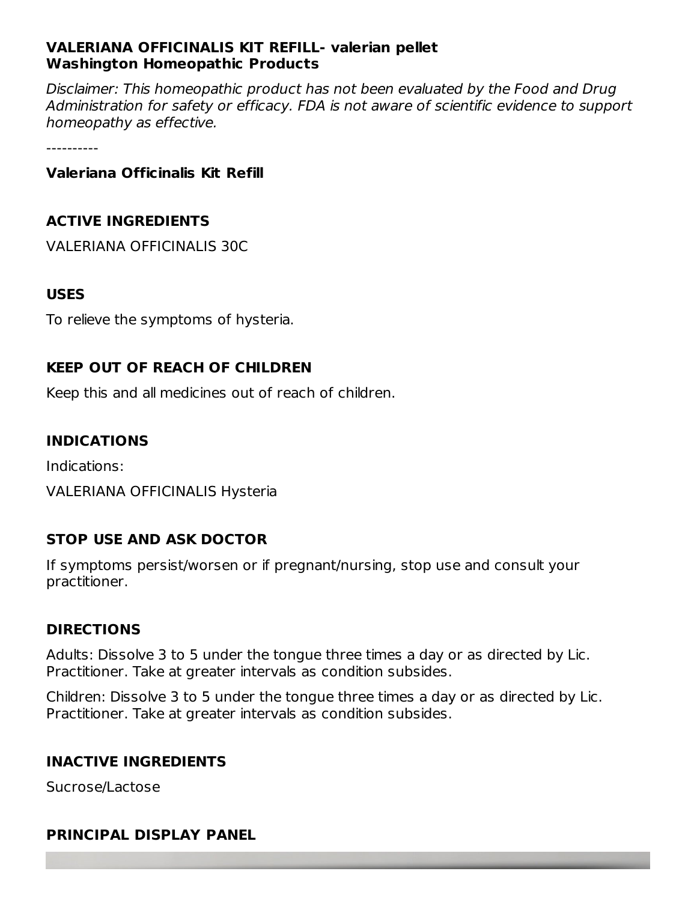**VALERIANA OFFICINALIS KIT REFILL- valerian pellet**
**Washington Homeopathic Products**

*Disclaimer: This homeopathic product has not been evaluated by the Food and Drug Administration for safety or efficacy. FDA is not aware of scientific evidence to support homeopathy as effective.*

----------

**Valeriana Officinalis Kit Refill**

## ACTIVE INGREDIENTS

VALERIANA OFFICINALIS 30C

## USES

To relieve the symptoms of hysteria.

## KEEP OUT OF REACH OF CHILDREN

Keep this and all medicines out of reach of children.

## INDICATIONS

Indications:

VALERIANA OFFICINALIS Hysteria

## STOP USE AND ASK DOCTOR

If symptoms persist/worsen or if pregnant/nursing, stop use and consult your practitioner.

## DIRECTIONS

Adults: Dissolve 3 to 5 under the tongue three times a day or as directed by Lic. Practitioner. Take at greater intervals as condition subsides.

Children: Dissolve 3 to 5 under the tongue three times a day or as directed by Lic. Practitioner. Take at greater intervals as condition subsides.

## INACTIVE INGREDIENTS

Sucrose/Lactose

## PRINCIPAL DISPLAY PANEL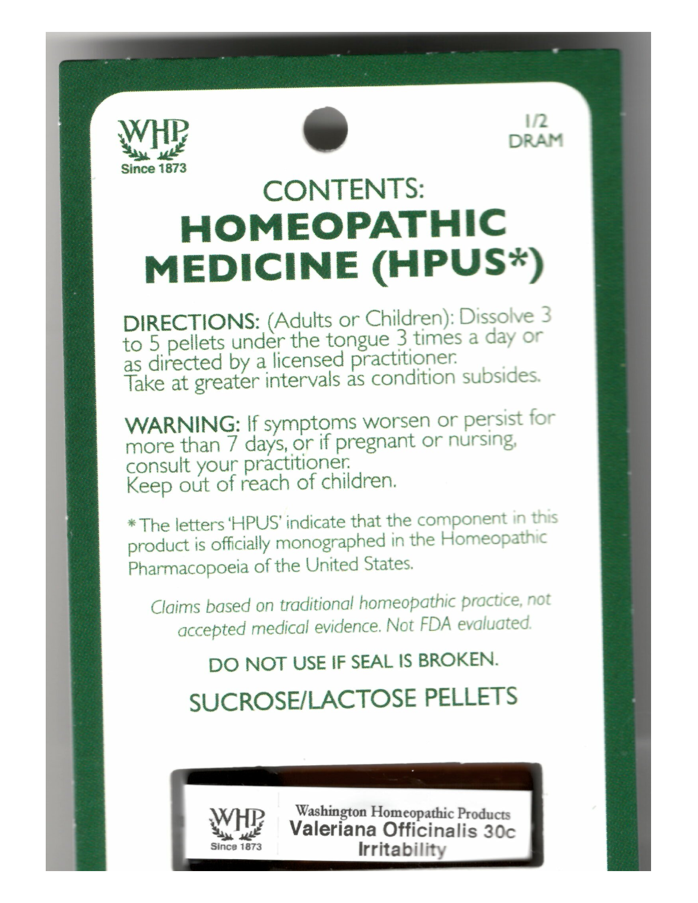WHP
Since 1873

1/2 DRAM

CONTENTS:

# HOMEOPATHIC MEDICINE (HPUS*)

**DIRECTIONS:** (Adults or Children): Dissolve 3 to 5 pellets under the tongue 3 times a day or as directed by a licensed practitioner. Take at greater intervals as condition subsides.

**WARNING:** If symptoms worsen or persist for more than 7 days, or if pregnant or nursing, consult your practitioner. Keep out of reach of children.

* The letters 'HPUS' indicate that the component in this product is officially monographed in the Homeopathic Pharmacopoeia of the United States.

*Claims based on traditional homeopathic practice, not accepted medical evidence. Not FDA evaluated.*

DO NOT USE IF SEAL IS BROKEN.

SUCROSE/LACTOSE PELLETS

WHP
Since 1873

Washington Homeopathic Products
**Valeriana Officinalis 30c**
**Irritability**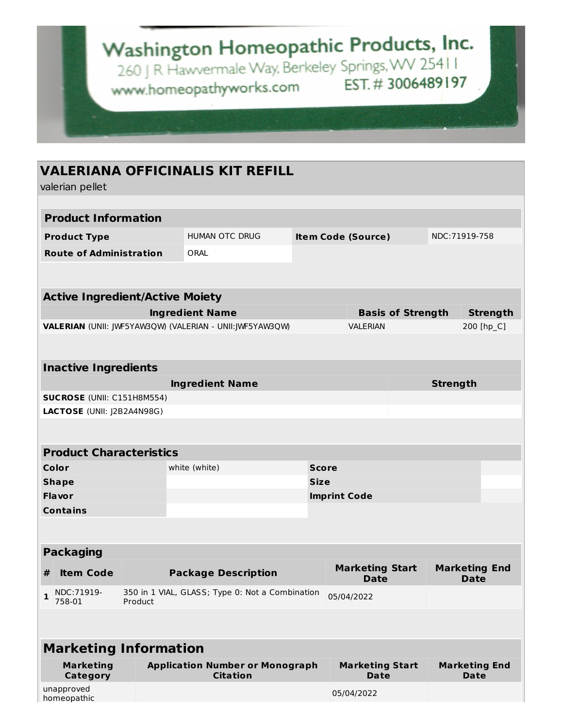Washington Homeopathic Products, Inc.
260 J R Hawvermale Way, Berkeley Springs, WV 25411
www.homeopathyworks.com EST. # 3006489197

## VALERIANA OFFICINALIS KIT REFILL

valerian pellet

| **Product Information** | | | |
|---|---|---|---|
| **Product Type** | HUMAN OTC DRUG | **Item Code (Source)** | NDC:71919-758 |
| **Route of Administration** | ORAL | | |

| **Active Ingredient/Active Moiety** | | |
|---|---|---|
| **Ingredient Name** | **Basis of Strength** | **Strength** |
| **VALERIAN** (UNII: JWF5YAW3QW) (VALERIAN - UNII:JWF5YAW3QW) | VALERIAN | 200 [hp_C] |

| **Inactive Ingredients** | |
|---|---|
| **Ingredient Name** | **Strength** |
| **SUCROSE** (UNII: C151H8M554) | |
| **LACTOSE** (UNII: J2B2A4N98G) | |

| **Product Characteristics** | | | |
|---|---|---|---|
| **Color** | white (white) | **Score** | |
| **Shape** | | **Size** | |
| **Flavor** | | **Imprint Code** | |
| **Contains** | | | |

| **Packaging** | | | | |
|---|---|---|---|---|
| **#** | **Item Code** | **Package Description** | **Marketing Start Date** | **Marketing End Date** |
| **1** | NDC:71919-758-01 | 350 in 1 VIAL, GLASS; Type 0: Not a Combination Product | 05/04/2022 | |

| **Marketing Information** | | | |
|---|---|---|---|
| **Marketing Category** | **Application Number or Monograph Citation** | **Marketing Start Date** | **Marketing End Date** |
| unapproved homeopathic | | 05/04/2022 | |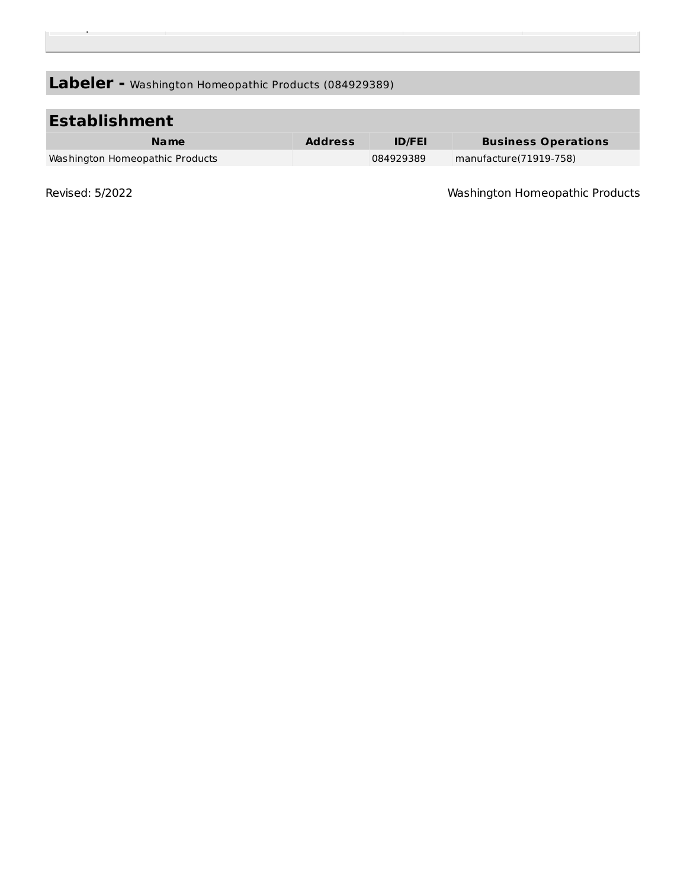## Labeler - Washington Homeopathic Products (084929389)

## Establishment

| Name | Address | ID/FEI | Business Operations |
| --- | --- | --- | --- |
| Washington Homeopathic Products | | 084929389 | manufacture(71919-758) |

Revised: 5/2022

Washington Homeopathic Products